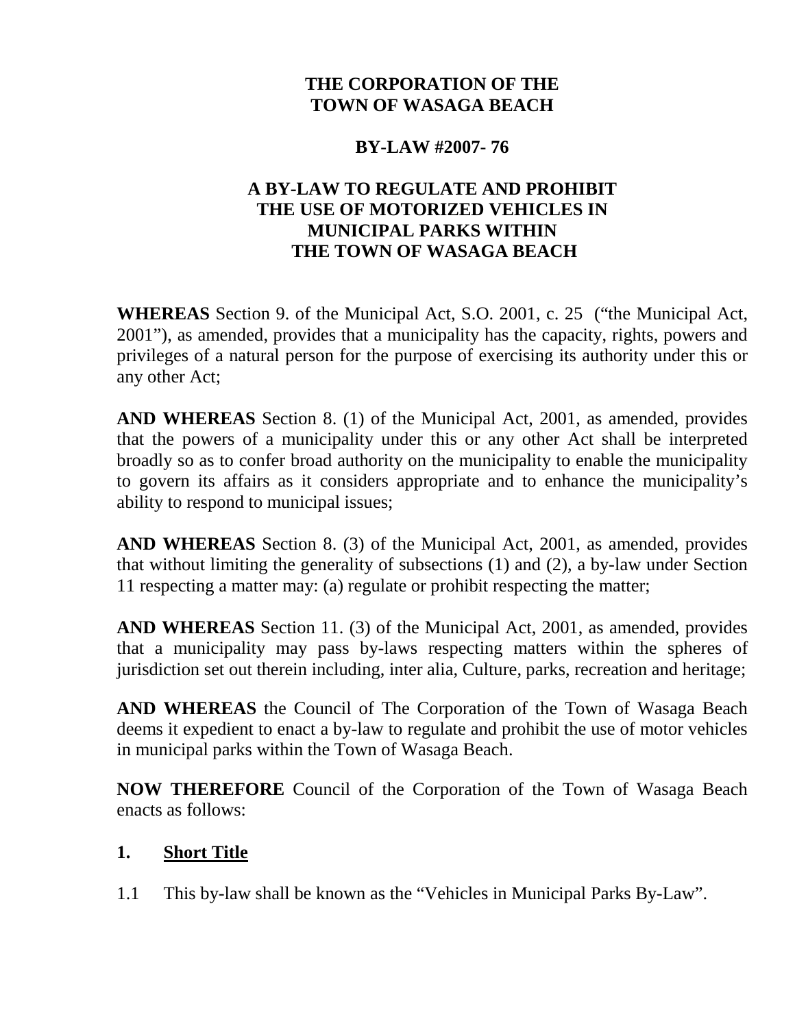# THE CORPORATION OF THE TOWN OF WASAGA BEACH

## BY-LAW #2007- 76

## A BY-LAW TO REGULATE AND PROHIBIT THE USE OF MOTORIZED VEHICLES IN MUNICIPAL PARKS WITHIN THE TOWN OF WASAGA BEACH

**WHEREAS** Section 9. of the Municipal Act, S.O. 2001, c. 25 ("the Municipal Act, 2001"), as amended, provides that a municipality has the capacity, rights, powers and privileges of a natural person for the purpose of exercising its authority under this or any other Act;

**AND WHEREAS** Section 8. (1) of the Municipal Act, 2001, as amended, provides that the powers of a municipality under this or any other Act shall be interpreted broadly so as to confer broad authority on the municipality to enable the municipality to govern its affairs as it considers appropriate and to enhance the municipality's ability to respond to municipal issues;

**AND WHEREAS** Section 8. (3) of the Municipal Act, 2001, as amended, provides that without limiting the generality of subsections (1) and (2), a by-law under Section 11 respecting a matter may: (a) regulate or prohibit respecting the matter;

**AND WHEREAS** Section 11. (3) of the Municipal Act, 2001, as amended, provides that a municipality may pass by-laws respecting matters within the spheres of jurisdiction set out therein including, inter alia, Culture, parks, recreation and heritage;

**AND WHEREAS** the Council of The Corporation of the Town of Wasaga Beach deems it expedient to enact a by-law to regulate and prohibit the use of motor vehicles in municipal parks within the Town of Wasaga Beach.

**NOW THEREFORE** Council of the Corporation of the Town of Wasaga Beach enacts as follows:

### 1. Short Title

1.1 This by-law shall be known as the "Vehicles in Municipal Parks By-Law".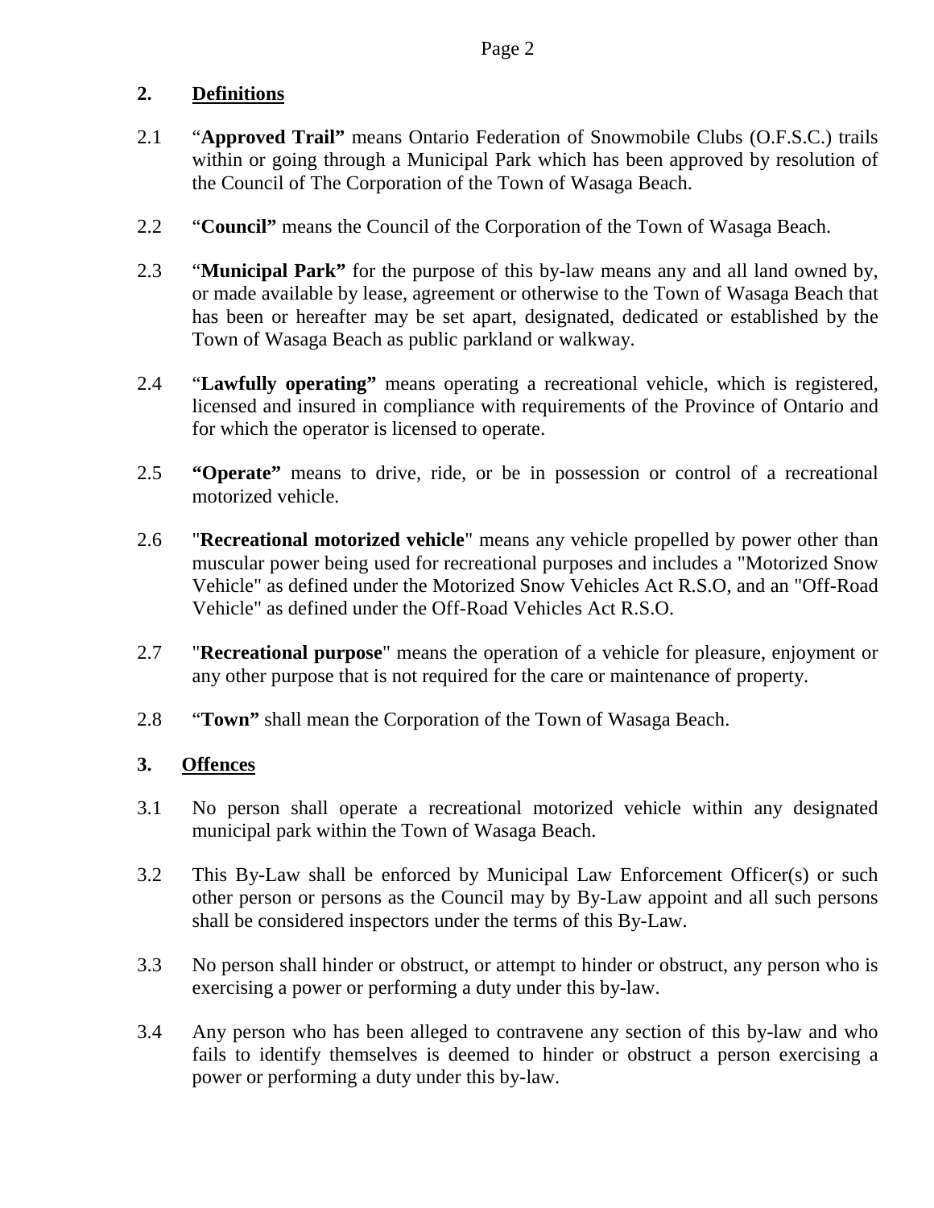## 2. Definitions

2.1 "**Approved Trail"** means Ontario Federation of Snowmobile Clubs (O.F.S.C.) trails within or going through a Municipal Park which has been approved by resolution of the Council of The Corporation of the Town of Wasaga Beach.

2.2 "**Council"** means the Council of the Corporation of the Town of Wasaga Beach.

2.3 "**Municipal Park"** for the purpose of this by-law means any and all land owned by, or made available by lease, agreement or otherwise to the Town of Wasaga Beach that has been or hereafter may be set apart, designated, dedicated or established by the Town of Wasaga Beach as public parkland or walkway.

2.4 "**Lawfully operating"** means operating a recreational vehicle, which is registered, licensed and insured in compliance with requirements of the Province of Ontario and for which the operator is licensed to operate.

2.5 **"Operate"** means to drive, ride, or be in possession or control of a recreational motorized vehicle.

2.6 "**Recreational motorized vehicle**" means any vehicle propelled by power other than muscular power being used for recreational purposes and includes a "Motorized Snow Vehicle" as defined under the Motorized Snow Vehicles Act R.S.O, and an "Off-Road Vehicle" as defined under the Off-Road Vehicles Act R.S.O.

2.7 "**Recreational purpose**" means the operation of a vehicle for pleasure, enjoyment or any other purpose that is not required for the care or maintenance of property.

2.8 "**Town"** shall mean the Corporation of the Town of Wasaga Beach.

## 3. Offences

3.1 No person shall operate a recreational motorized vehicle within any designated municipal park within the Town of Wasaga Beach.

3.2 This By-Law shall be enforced by Municipal Law Enforcement Officer(s) or such other person or persons as the Council may by By-Law appoint and all such persons shall be considered inspectors under the terms of this By-Law.

3.3 No person shall hinder or obstruct, or attempt to hinder or obstruct, any person who is exercising a power or performing a duty under this by-law.

3.4 Any person who has been alleged to contravene any section of this by-law and who fails to identify themselves is deemed to hinder or obstruct a person exercising a power or performing a duty under this by-law.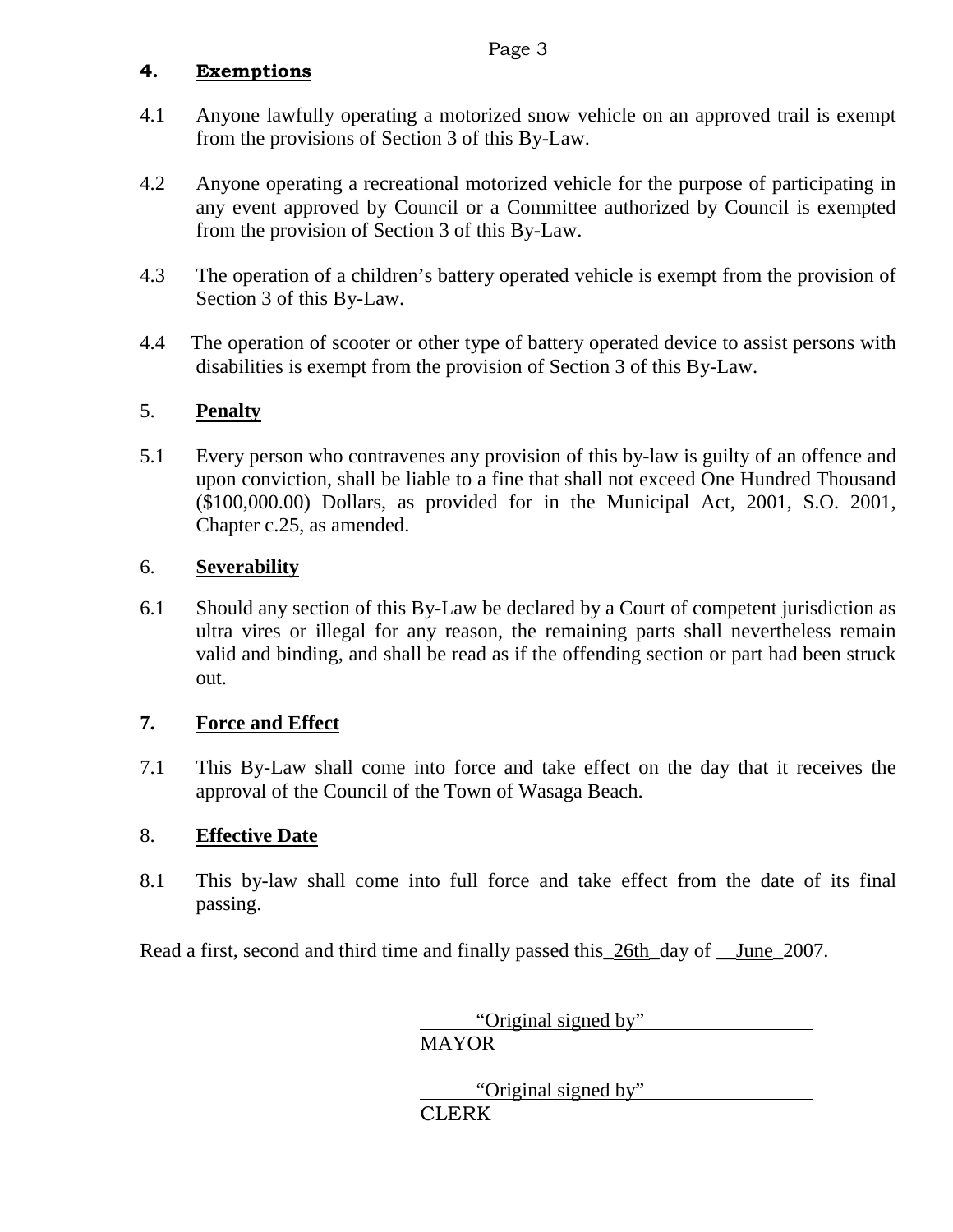## 4. Exemptions

4.1 Anyone lawfully operating a motorized snow vehicle on an approved trail is exempt from the provisions of Section 3 of this By-Law.

4.2 Anyone operating a recreational motorized vehicle for the purpose of participating in any event approved by Council or a Committee authorized by Council is exempted from the provision of Section 3 of this By-Law.

4.3 The operation of a children's battery operated vehicle is exempt from the provision of Section 3 of this By-Law.

4.4 The operation of scooter or other type of battery operated device to assist persons with disabilities is exempt from the provision of Section 3 of this By-Law.

## 5. Penalty

5.1 Every person who contravenes any provision of this by-law is guilty of an offence and upon conviction, shall be liable to a fine that shall not exceed One Hundred Thousand ($100,000.00) Dollars, as provided for in the Municipal Act, 2001, S.O. 2001, Chapter c.25, as amended.

## 6. Severability

6.1 Should any section of this By-Law be declared by a Court of competent jurisdiction as ultra vires or illegal for any reason, the remaining parts shall nevertheless remain valid and binding, and shall be read as if the offending section or part had been struck out.

## 7. Force and Effect

7.1 This By-Law shall come into force and take effect on the day that it receives the approval of the Council of the Town of Wasaga Beach.

## 8. Effective Date

8.1 This by-law shall come into full force and take effect from the date of its final passing.

Read a first, second and third time and finally passed this 26th day of June 2007.

"Original signed by"
MAYOR

"Original signed by"
CLERK